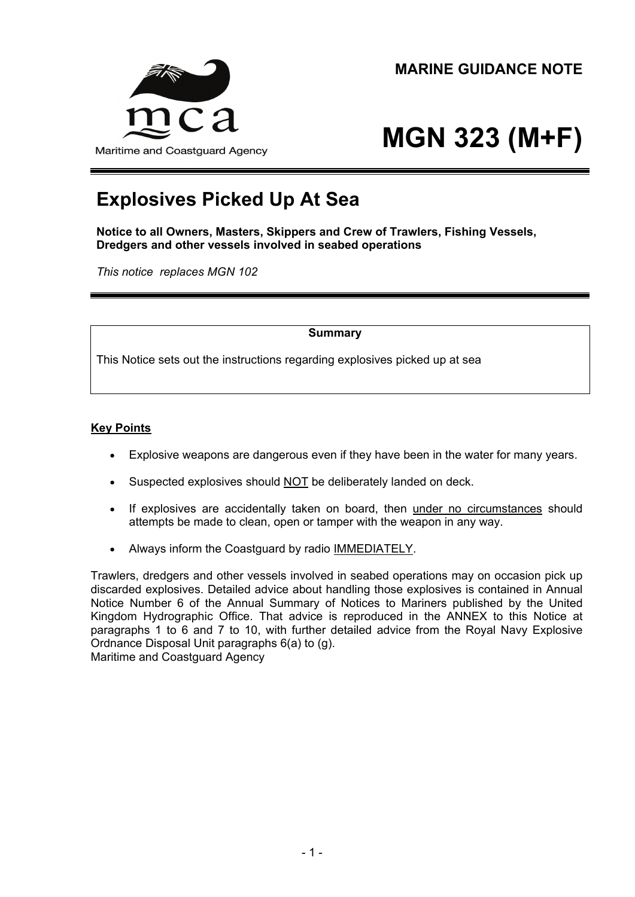MARINE GUIDANCE NOTE

# MGN 323 (M+F)

## Explosives Picked Up At Sea

**Notice to all Owners, Masters, Skippers and Crew of Trawlers, Fishing Vessels, Dredgers and other vessels involved in seabed operations**

*This notice replaces MGN 102*

| Summary |
|---|
| This Notice sets out the instructions regarding explosives picked up at sea |

**Key Points**

- Explosive weapons are dangerous even if they have been in the water for many years.
- Suspected explosives should NOT be deliberately landed on deck.
- If explosives are accidentally taken on board, then under no circumstances should attempts be made to clean, open or tamper with the weapon in any way.
- Always inform the Coastguard by radio IMMEDIATELY.

Trawlers, dredgers and other vessels involved in seabed operations may on occasion pick up discarded explosives. Detailed advice about handling those explosives is contained in Annual Notice Number 6 of the Annual Summary of Notices to Mariners published by the United Kingdom Hydrographic Office. That advice is reproduced in the ANNEX to this Notice at paragraphs 1 to 6 and 7 to 10, with further detailed advice from the Royal Navy Explosive Ordnance Disposal Unit paragraphs 6(a) to (g).

Maritime and Coastguard Agency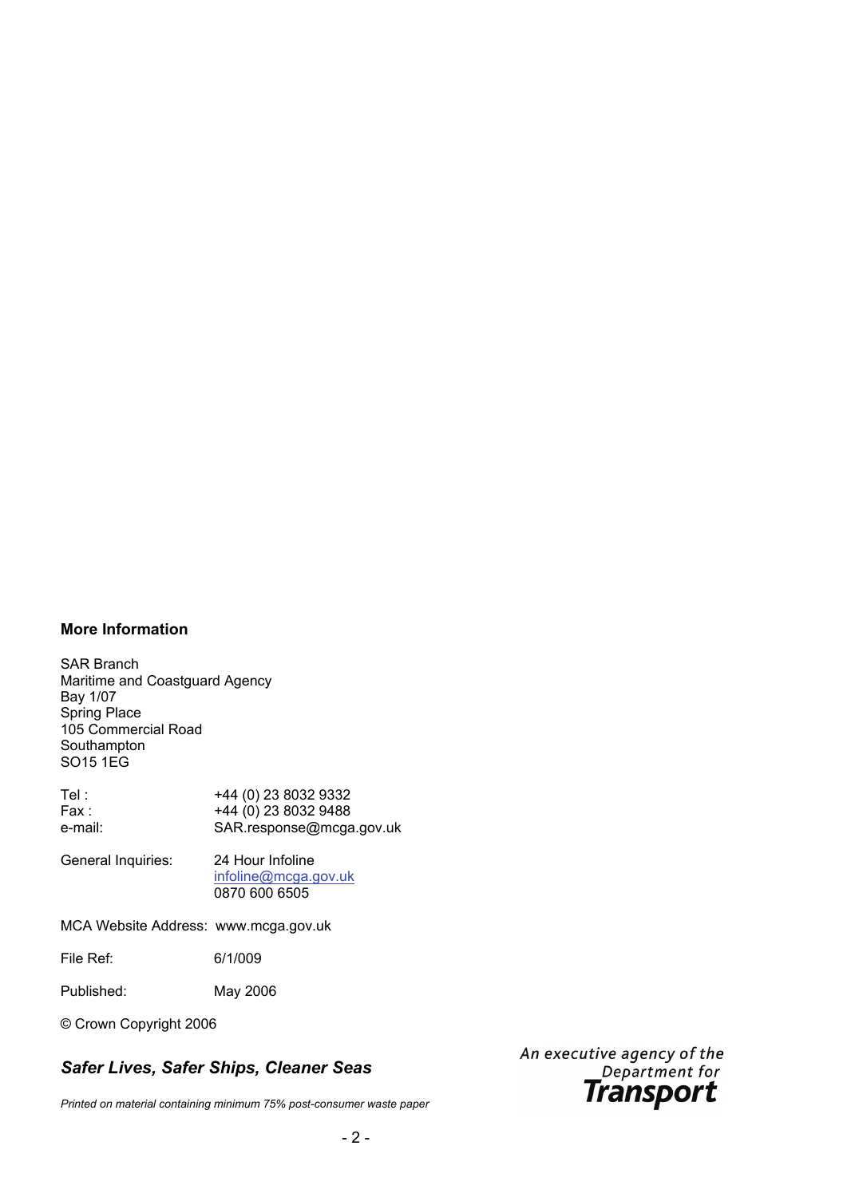**More Information**

SAR Branch
Maritime and Coastguard Agency
Bay 1/07
Spring Place
105 Commercial Road
Southampton
SO15 1EG

| | |
|---|---|
| Tel : | +44 (0) 23 8032 9332 |
| Fax : | +44 (0) 23 8032 9488 |
| e-mail: | SAR.response@mcga.gov.uk |
| General Inquiries: | 24 Hour Infoline<br>infoline@mcga.gov.uk<br>0870 600 6505 |

MCA Website Address: www.mcga.gov.uk

File Ref: 6/1/009

Published: May 2006

© Crown Copyright 2006

***Safer Lives, Safer Ships, Cleaner Seas***

*Printed on material containing minimum 75% post-consumer waste paper*

*An executive agency of the Department for* ***Transport***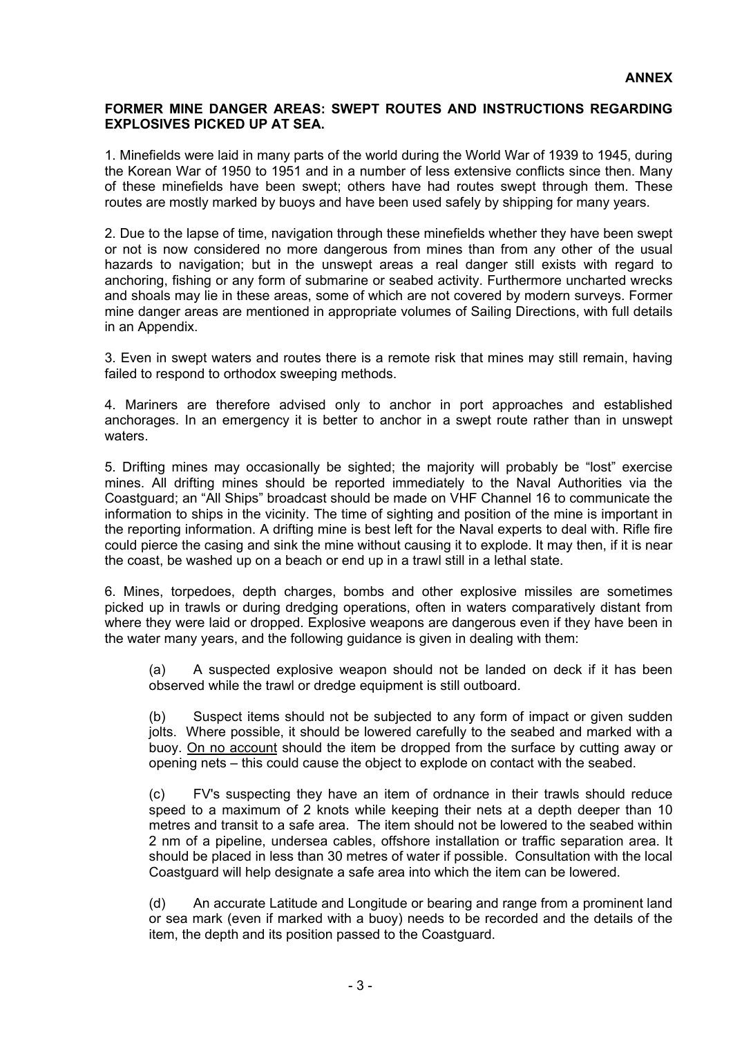**ANNEX**

**FORMER MINE DANGER AREAS: SWEPT ROUTES AND INSTRUCTIONS REGARDING EXPLOSIVES PICKED UP AT SEA.**

1. Minefields were laid in many parts of the world during the World War of 1939 to 1945, during the Korean War of 1950 to 1951 and in a number of less extensive conflicts since then. Many of these minefields have been swept; others have had routes swept through them. These routes are mostly marked by buoys and have been used safely by shipping for many years.

2. Due to the lapse of time, navigation through these minefields whether they have been swept or not is now considered no more dangerous from mines than from any other of the usual hazards to navigation; but in the unswept areas a real danger still exists with regard to anchoring, fishing or any form of submarine or seabed activity. Furthermore uncharted wrecks and shoals may lie in these areas, some of which are not covered by modern surveys. Former mine danger areas are mentioned in appropriate volumes of Sailing Directions, with full details in an Appendix.

3. Even in swept waters and routes there is a remote risk that mines may still remain, having failed to respond to orthodox sweeping methods.

4. Mariners are therefore advised only to anchor in port approaches and established anchorages. In an emergency it is better to anchor in a swept route rather than in unswept waters.

5. Drifting mines may occasionally be sighted; the majority will probably be "lost" exercise mines. All drifting mines should be reported immediately to the Naval Authorities via the Coastguard; an "All Ships" broadcast should be made on VHF Channel 16 to communicate the information to ships in the vicinity. The time of sighting and position of the mine is important in the reporting information. A drifting mine is best left for the Naval experts to deal with. Rifle fire could pierce the casing and sink the mine without causing it to explode. It may then, if it is near the coast, be washed up on a beach or end up in a trawl still in a lethal state.

6. Mines, torpedoes, depth charges, bombs and other explosive missiles are sometimes picked up in trawls or during dredging operations, often in waters comparatively distant from where they were laid or dropped. Explosive weapons are dangerous even if they have been in the water many years, and the following guidance is given in dealing with them:

(a) A suspected explosive weapon should not be landed on deck if it has been observed while the trawl or dredge equipment is still outboard.

(b) Suspect items should not be subjected to any form of impact or given sudden jolts. Where possible, it should be lowered carefully to the seabed and marked with a buoy. <u>On no account</u> should the item be dropped from the surface by cutting away or opening nets – this could cause the object to explode on contact with the seabed.

(c) FV's suspecting they have an item of ordnance in their trawls should reduce speed to a maximum of 2 knots while keeping their nets at a depth deeper than 10 metres and transit to a safe area. The item should not be lowered to the seabed within 2 nm of a pipeline, undersea cables, offshore installation or traffic separation area. It should be placed in less than 30 metres of water if possible. Consultation with the local Coastguard will help designate a safe area into which the item can be lowered.

(d) An accurate Latitude and Longitude or bearing and range from a prominent land or sea mark (even if marked with a buoy) needs to be recorded and the details of the item, the depth and its position passed to the Coastguard.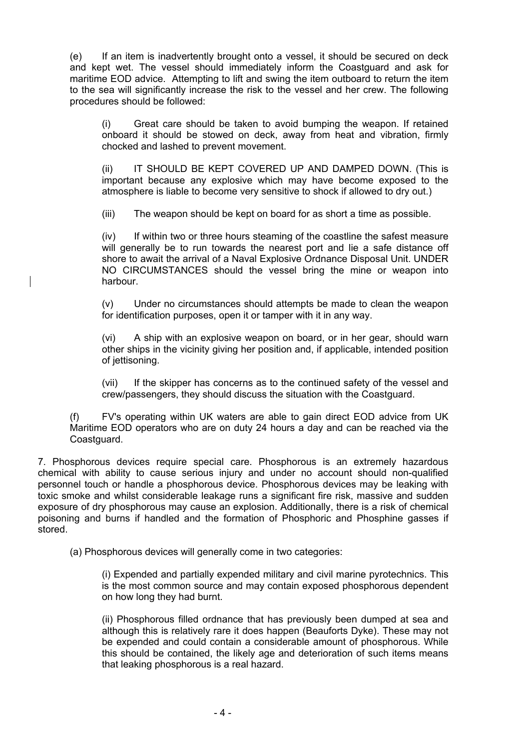(e) If an item is inadvertently brought onto a vessel, it should be secured on deck and kept wet. The vessel should immediately inform the Coastguard and ask for maritime EOD advice. Attempting to lift and swing the item outboard to return the item to the sea will significantly increase the risk to the vessel and her crew. The following procedures should be followed:

(i) Great care should be taken to avoid bumping the weapon. If retained onboard it should be stowed on deck, away from heat and vibration, firmly chocked and lashed to prevent movement.

(ii) IT SHOULD BE KEPT COVERED UP AND DAMPED DOWN. (This is important because any explosive which may have become exposed to the atmosphere is liable to become very sensitive to shock if allowed to dry out.)

(iii) The weapon should be kept on board for as short a time as possible.

(iv) If within two or three hours steaming of the coastline the safest measure will generally be to run towards the nearest port and lie a safe distance off shore to await the arrival of a Naval Explosive Ordnance Disposal Unit. UNDER NO CIRCUMSTANCES should the vessel bring the mine or weapon into harbour.

(v) Under no circumstances should attempts be made to clean the weapon for identification purposes, open it or tamper with it in any way.

(vi) A ship with an explosive weapon on board, or in her gear, should warn other ships in the vicinity giving her position and, if applicable, intended position of jettisoning.

(vii) If the skipper has concerns as to the continued safety of the vessel and crew/passengers, they should discuss the situation with the Coastguard.

(f) FV's operating within UK waters are able to gain direct EOD advice from UK Maritime EOD operators who are on duty 24 hours a day and can be reached via the Coastguard.

7. Phosphorous devices require special care. Phosphorous is an extremely hazardous chemical with ability to cause serious injury and under no account should non-qualified personnel touch or handle a phosphorous device. Phosphorous devices may be leaking with toxic smoke and whilst considerable leakage runs a significant fire risk, massive and sudden exposure of dry phosphorous may cause an explosion. Additionally, there is a risk of chemical poisoning and burns if handled and the formation of Phosphoric and Phosphine gasses if stored.

(a) Phosphorous devices will generally come in two categories:

(i) Expended and partially expended military and civil marine pyrotechnics. This is the most common source and may contain exposed phosphorous dependent on how long they had burnt.

(ii) Phosphorous filled ordnance that has previously been dumped at sea and although this is relatively rare it does happen (Beauforts Dyke). These may not be expended and could contain a considerable amount of phosphorous. While this should be contained, the likely age and deterioration of such items means that leaking phosphorous is a real hazard.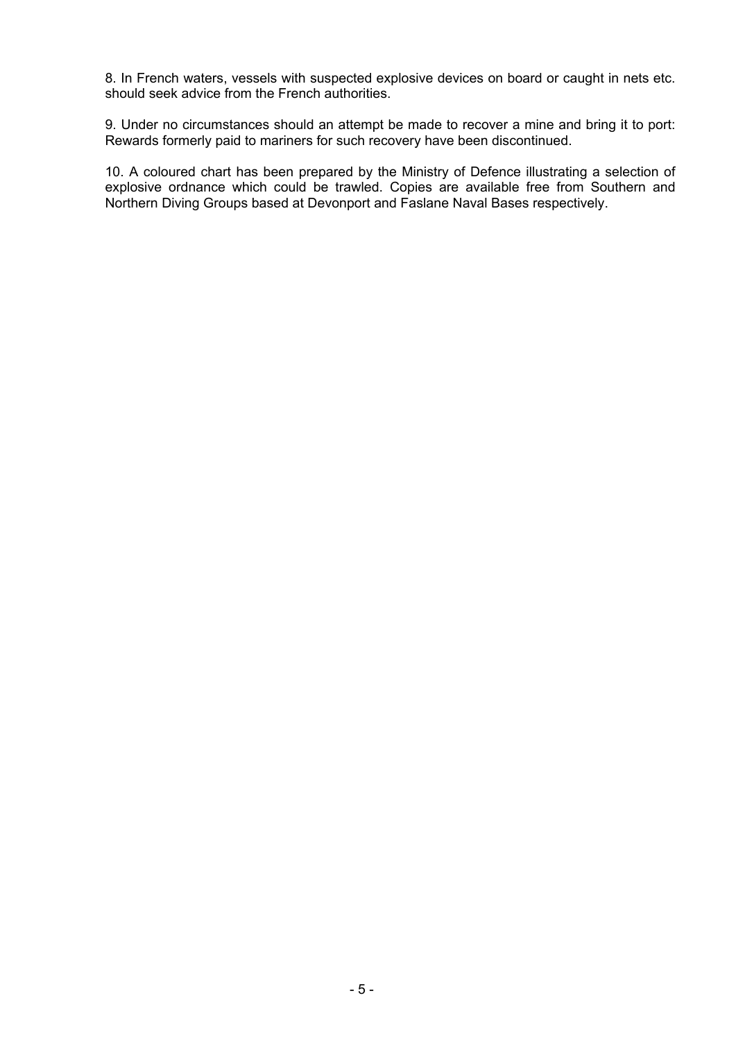8. In French waters, vessels with suspected explosive devices on board or caught in nets etc. should seek advice from the French authorities.

9. Under no circumstances should an attempt be made to recover a mine and bring it to port: Rewards formerly paid to mariners for such recovery have been discontinued.

10. A coloured chart has been prepared by the Ministry of Defence illustrating a selection of explosive ordnance which could be trawled. Copies are available free from Southern and Northern Diving Groups based at Devonport and Faslane Naval Bases respectively.